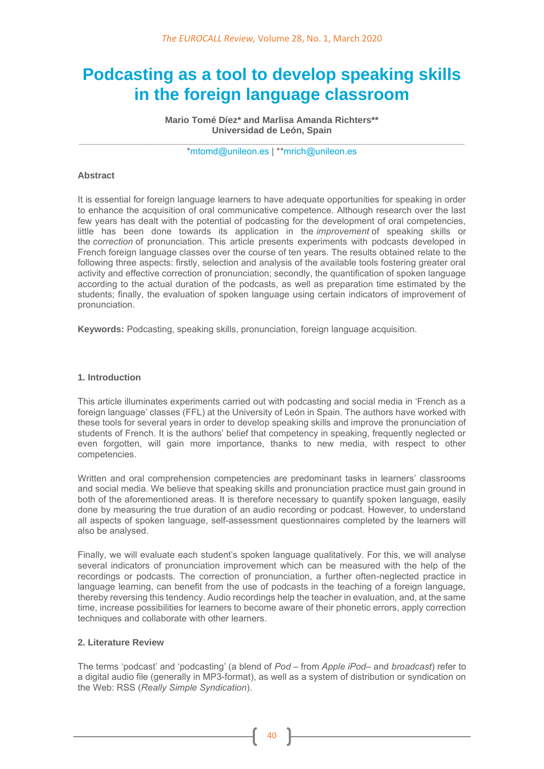# Podcasting as a tool to develop speaking skills in the foreign language classroom

**Mario Tomé Díez* and Marlisa Amanda Richters****
**Universidad de León, Spain**

*mtomd@unileon.es | **mrich@unileon.es

### Abstract

It is essential for foreign language learners to have adequate opportunities for speaking in order to enhance the acquisition of oral communicative competence. Although research over the last few years has dealt with the potential of podcasting for the development of oral competencies, little has been done towards its application in the *improvement* of speaking skills or the *correction* of pronunciation. This article presents experiments with podcasts developed in French foreign language classes over the course of ten years. The results obtained relate to the following three aspects: firstly, selection and analysis of the available tools fostering greater oral activity and effective correction of pronunciation; secondly, the quantification of spoken language according to the actual duration of the podcasts, as well as preparation time estimated by the students; finally, the evaluation of spoken language using certain indicators of improvement of pronunciation.

**Keywords:** Podcasting, speaking skills, pronunciation, foreign language acquisition.

### 1. Introduction

This article illuminates experiments carried out with podcasting and social media in 'French as a foreign language' classes (FFL) at the University of León in Spain. The authors have worked with these tools for several years in order to develop speaking skills and improve the pronunciation of students of French. It is the authors' belief that competency in speaking, frequently neglected or even forgotten, will gain more importance, thanks to new media, with respect to other competencies.

Written and oral comprehension competencies are predominant tasks in learners' classrooms and social media. We believe that speaking skills and pronunciation practice must gain ground in both of the aforementioned areas. It is therefore necessary to quantify spoken language, easily done by measuring the true duration of an audio recording or podcast. However, to understand all aspects of spoken language, self-assessment questionnaires completed by the learners will also be analysed.

Finally, we will evaluate each student's spoken language qualitatively. For this, we will analyse several indicators of pronunciation improvement which can be measured with the help of the recordings or podcasts. The correction of pronunciation, a further often-neglected practice in language learning, can benefit from the use of podcasts in the teaching of a foreign language, thereby reversing this tendency. Audio recordings help the teacher in evaluation, and, at the same time, increase possibilities for learners to become aware of their phonetic errors, apply correction techniques and collaborate with other learners.

### 2. Literature Review

The terms 'podcast' and 'podcasting' (a blend of *Pod* – from *Apple iPod*– and *broadcast*) refer to a digital audio file (generally in MP3-format), as well as a system of distribution or syndication on the Web: RSS (*Really Simple Syndication*).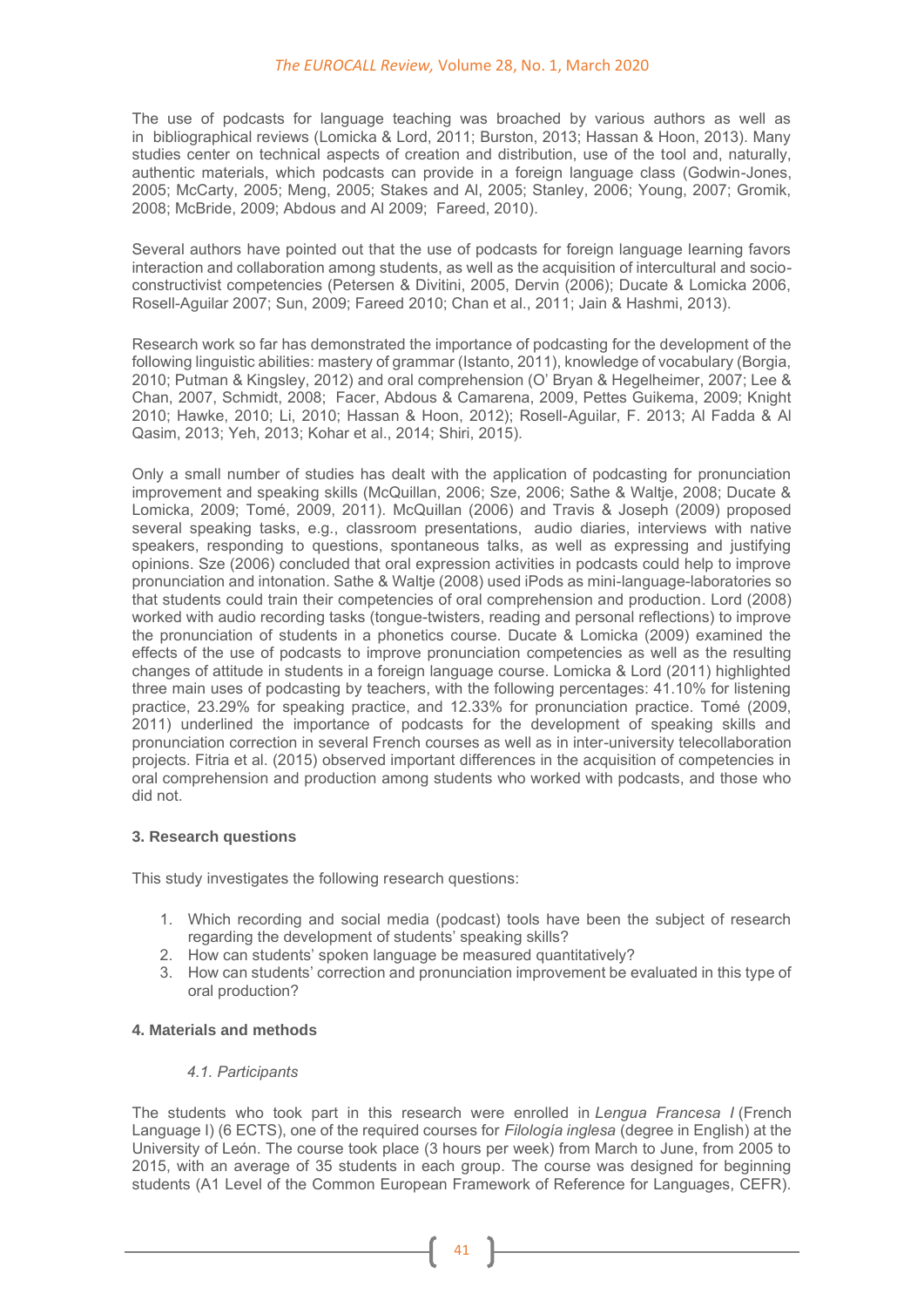The use of podcasts for language teaching was broached by various authors as well as in bibliographical reviews (Lomicka & Lord, 2011; Burston, 2013; Hassan & Hoon, 2013). Many studies center on technical aspects of creation and distribution, use of the tool and, naturally, authentic materials, which podcasts can provide in a foreign language class (Godwin-Jones, 2005; McCarty, 2005; Meng, 2005; Stakes and Al, 2005; Stanley, 2006; Young, 2007; Gromik, 2008; McBride, 2009; Abdous and Al 2009; Fareed, 2010).

Several authors have pointed out that the use of podcasts for foreign language learning favors interaction and collaboration among students, as well as the acquisition of intercultural and socio-constructivist competencies (Petersen & Divitini, 2005, Dervin (2006); Ducate & Lomicka 2006, Rosell-Aguilar 2007; Sun, 2009; Fareed 2010; Chan et al., 2011; Jain & Hashmi, 2013).

Research work so far has demonstrated the importance of podcasting for the development of the following linguistic abilities: mastery of grammar (Istanto, 2011), knowledge of vocabulary (Borgia, 2010; Putman & Kingsley, 2012) and oral comprehension (O' Bryan & Hegelheimer, 2007; Lee & Chan, 2007, Schmidt, 2008; Facer, Abdous & Camarena, 2009, Pettes Guikema, 2009; Knight 2010; Hawke, 2010; Li, 2010; Hassan & Hoon, 2012); Rosell-Aguilar, F. 2013; Al Fadda & Al Qasim, 2013; Yeh, 2013; Kohar et al., 2014; Shiri, 2015).

Only a small number of studies has dealt with the application of podcasting for pronunciation improvement and speaking skills (McQuillan, 2006; Sze, 2006; Sathe & Waltje, 2008; Ducate & Lomicka, 2009; Tomé, 2009, 2011). McQuillan (2006) and Travis & Joseph (2009) proposed several speaking tasks, e.g., classroom presentations, audio diaries, interviews with native speakers, responding to questions, spontaneous talks, as well as expressing and justifying opinions. Sze (2006) concluded that oral expression activities in podcasts could help to improve pronunciation and intonation. Sathe & Waltje (2008) used iPods as mini-language-laboratories so that students could train their competencies of oral comprehension and production. Lord (2008) worked with audio recording tasks (tongue-twisters, reading and personal reflections) to improve the pronunciation of students in a phonetics course. Ducate & Lomicka (2009) examined the effects of the use of podcasts to improve pronunciation competencies as well as the resulting changes of attitude in students in a foreign language course. Lomicka & Lord (2011) highlighted three main uses of podcasting by teachers, with the following percentages: 41.10% for listening practice, 23.29% for speaking practice, and 12.33% for pronunciation practice. Tomé (2009, 2011) underlined the importance of podcasts for the development of speaking skills and pronunciation correction in several French courses as well as in inter-university telecollaboration projects. Fitria et al. (2015) observed important differences in the acquisition of competencies in oral comprehension and production among students who worked with podcasts, and those who did not.

## 3. Research questions

This study investigates the following research questions:

1. Which recording and social media (podcast) tools have been the subject of research regarding the development of students' speaking skills?
2. How can students' spoken language be measured quantitatively?
3. How can students' correction and pronunciation improvement be evaluated in this type of oral production?

## 4. Materials and methods

### *4.1. Participants*

The students who took part in this research were enrolled in *Lengua Francesa I* (French Language I) (6 ECTS), one of the required courses for *Filología inglesa* (degree in English) at the University of León. The course took place (3 hours per week) from March to June, from 2005 to 2015, with an average of 35 students in each group. The course was designed for beginning students (A1 Level of the Common European Framework of Reference for Languages, CEFR).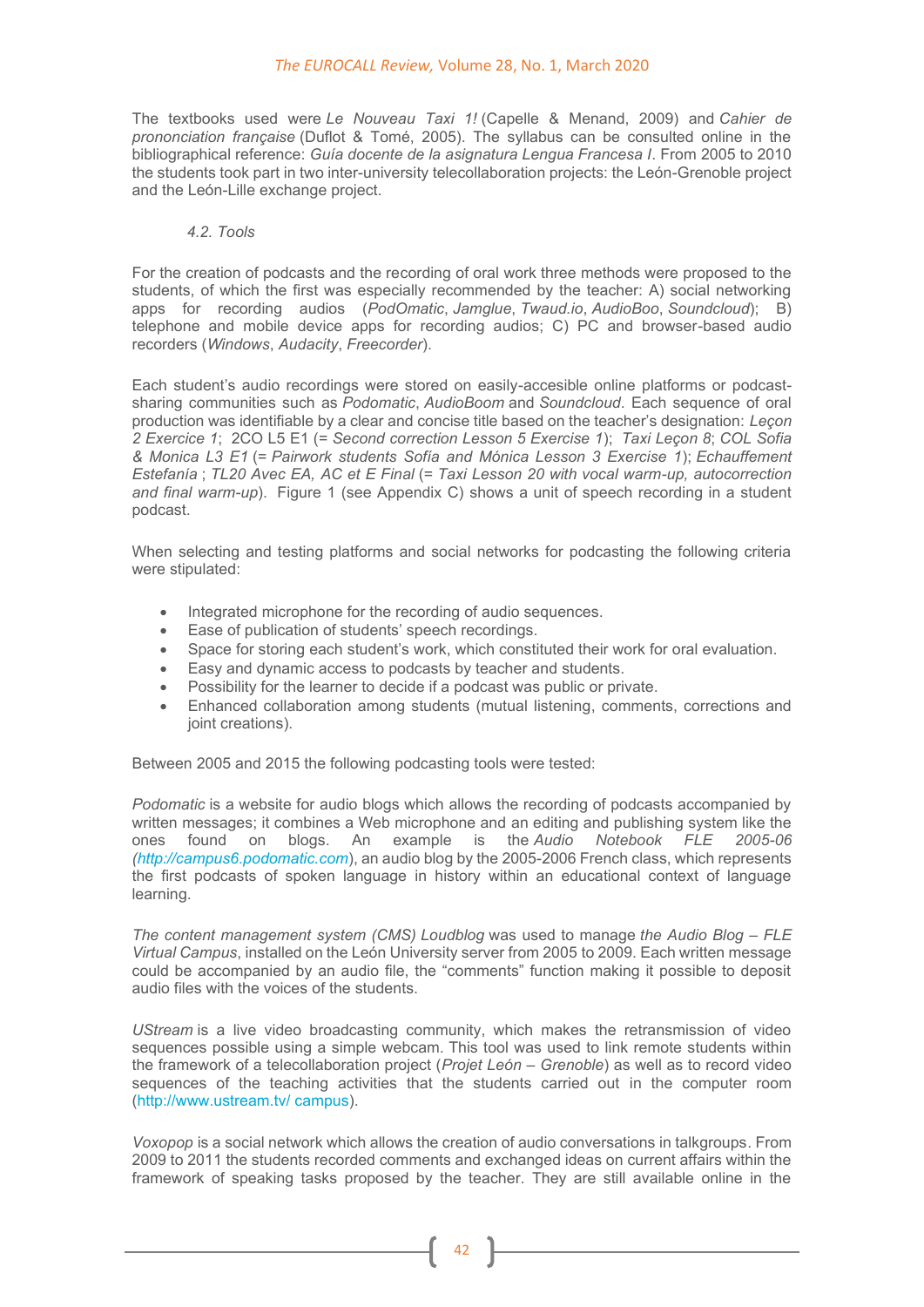The textbooks used were *Le Nouveau Taxi 1!* (Capelle & Menand, 2009) and *Cahier de prononciation française* (Duflot & Tomé, 2005). The syllabus can be consulted online in the bibliographical reference: *Guía docente de la asignatura Lengua Francesa I*. From 2005 to 2010 the students took part in two inter-university telecollaboration projects: the León-Grenoble project and the León-Lille exchange project.

### *4.2. Tools*

For the creation of podcasts and the recording of oral work three methods were proposed to the students, of which the first was especially recommended by the teacher: A) social networking apps for recording audios (*PodOmatic*, *Jamglue*, *Twaud.io*, *AudioBoo*, *Soundcloud*); B) telephone and mobile device apps for recording audios; C) PC and browser-based audio recorders (*Windows*, *Audacity*, *Freecorder*).

Each student's audio recordings were stored on easily-accesible online platforms or podcast-sharing communities such as *Podomatic*, *AudioBoom* and *Soundcloud*. Each sequence of oral production was identifiable by a clear and concise title based on the teacher's designation: *Leçon 2 Exercice 1*; 2CO L5 E1 (= *Second correction Lesson 5 Exercise 1*); *Taxi Leçon 8*; *COL Sofia & Monica L3 E1* (= *Pairwork students Sofía and Mónica Lesson 3 Exercise 1*); *Echauffement Estefanía* ; *TL20 Avec EA, AC et E Final* (= *Taxi Lesson 20 with vocal warm-up, autocorrection and final warm-up*). Figure 1 (see Appendix C) shows a unit of speech recording in a student podcast.

When selecting and testing platforms and social networks for podcasting the following criteria were stipulated:

- Integrated microphone for the recording of audio sequences.
- Ease of publication of students' speech recordings.
- Space for storing each student's work, which constituted their work for oral evaluation.
- Easy and dynamic access to podcasts by teacher and students.
- Possibility for the learner to decide if a podcast was public or private.
- Enhanced collaboration among students (mutual listening, comments, corrections and joint creations).

Between 2005 and 2015 the following podcasting tools were tested:

*Podomatic* is a website for audio blogs which allows the recording of podcasts accompanied by written messages; it combines a Web microphone and an editing and publishing system like the ones found on blogs. An example is the *Audio Notebook FLE 2005-06 (http://campus6.podomatic.com*), an audio blog by the 2005-2006 French class, which represents the first podcasts of spoken language in history within an educational context of language learning.

*The content management system (CMS) Loudblog* was used to manage *the Audio Blog – FLE Virtual Campus*, installed on the León University server from 2005 to 2009. Each written message could be accompanied by an audio file, the "comments" function making it possible to deposit audio files with the voices of the students.

*UStream* is a live video broadcasting community, which makes the retransmission of video sequences possible using a simple webcam. This tool was used to link remote students within the framework of a telecollaboration project (*Projet León – Grenoble*) as well as to record video sequences of the teaching activities that the students carried out in the computer room (http://www.ustream.tv/ campus).

*Voxopop* is a social network which allows the creation of audio conversations in talkgroups. From 2009 to 2011 the students recorded comments and exchanged ideas on current affairs within the framework of speaking tasks proposed by the teacher. They are still available online in the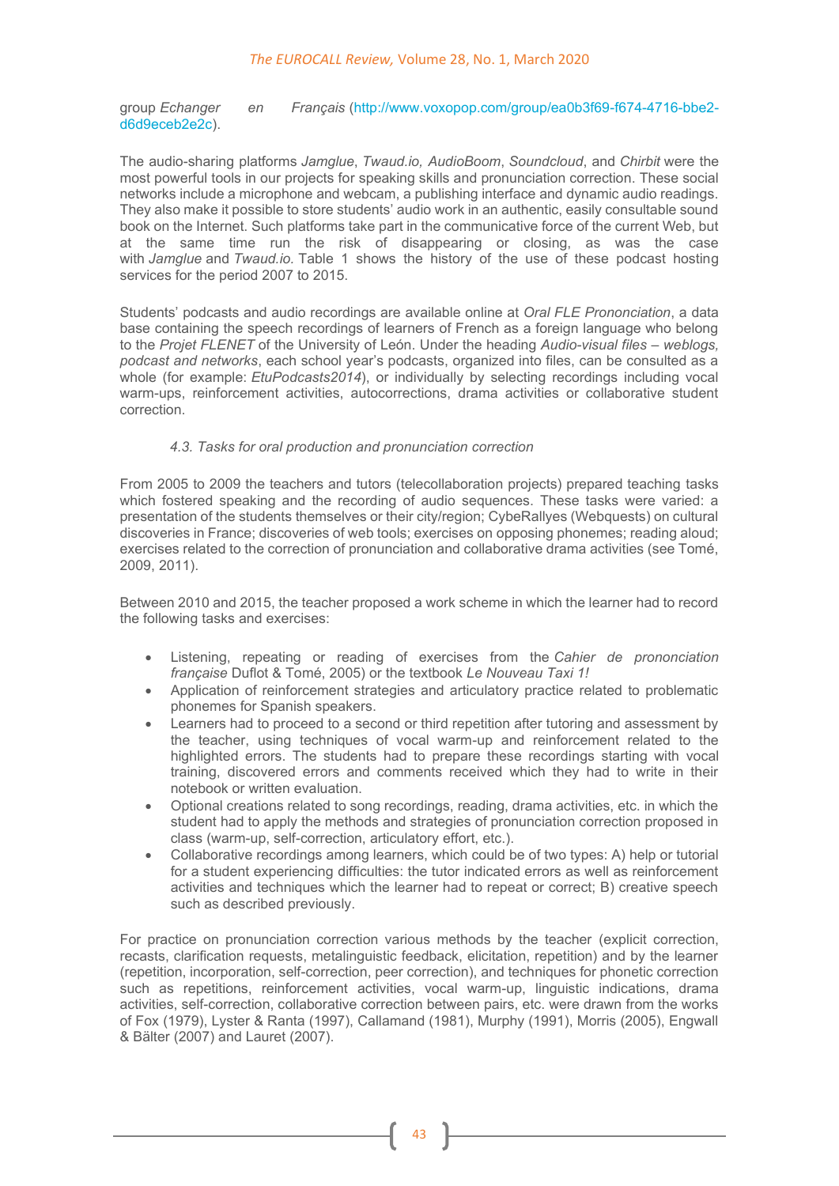group *Echanger en Français* (http://www.voxopop.com/group/ea0b3f69-f674-4716-bbe2-d6d9eceb2e2c).

The audio-sharing platforms *Jamglue*, *Twaud.io, AudioBoom*, *Soundcloud*, and *Chirbit* were the most powerful tools in our projects for speaking skills and pronunciation correction. These social networks include a microphone and webcam, a publishing interface and dynamic audio readings. They also make it possible to store students' audio work in an authentic, easily consultable sound book on the Internet. Such platforms take part in the communicative force of the current Web, but at the same time run the risk of disappearing or closing, as was the case with *Jamglue* and *Twaud.io*. Table 1 shows the history of the use of these podcast hosting services for the period 2007 to 2015.

Students' podcasts and audio recordings are available online at *Oral FLE Prononciation*, a data base containing the speech recordings of learners of French as a foreign language who belong to the *Projet FLENET* of the University of León. Under the heading *Audio-visual files – weblogs, podcast and networks*, each school year's podcasts, organized into files, can be consulted as a whole (for example: *EtuPodcasts2014*), or individually by selecting recordings including vocal warm-ups, reinforcement activities, autocorrections, drama activities or collaborative student correction.

### *4.3. Tasks for oral production and pronunciation correction*

From 2005 to 2009 the teachers and tutors (telecollaboration projects) prepared teaching tasks which fostered speaking and the recording of audio sequences. These tasks were varied: a presentation of the students themselves or their city/region; CybeRallyes (Webquests) on cultural discoveries in France; discoveries of web tools; exercises on opposing phonemes; reading aloud; exercises related to the correction of pronunciation and collaborative drama activities (see Tomé, 2009, 2011).

Between 2010 and 2015, the teacher proposed a work scheme in which the learner had to record the following tasks and exercises:

- Listening, repeating or reading of exercises from the *Cahier de prononciation française* Duflot & Tomé, 2005) or the textbook *Le Nouveau Taxi 1!*
- Application of reinforcement strategies and articulatory practice related to problematic phonemes for Spanish speakers.
- Learners had to proceed to a second or third repetition after tutoring and assessment by the teacher, using techniques of vocal warm-up and reinforcement related to the highlighted errors. The students had to prepare these recordings starting with vocal training, discovered errors and comments received which they had to write in their notebook or written evaluation.
- Optional creations related to song recordings, reading, drama activities, etc. in which the student had to apply the methods and strategies of pronunciation correction proposed in class (warm-up, self-correction, articulatory effort, etc.).
- Collaborative recordings among learners, which could be of two types: A) help or tutorial for a student experiencing difficulties: the tutor indicated errors as well as reinforcement activities and techniques which the learner had to repeat or correct; B) creative speech such as described previously.

For practice on pronunciation correction various methods by the teacher (explicit correction, recasts, clarification requests, metalinguistic feedback, elicitation, repetition) and by the learner (repetition, incorporation, self-correction, peer correction), and techniques for phonetic correction such as repetitions, reinforcement activities, vocal warm-up, linguistic indications, drama activities, self-correction, collaborative correction between pairs, etc. were drawn from the works of Fox (1979), Lyster & Ranta (1997), Callamand (1981), Murphy (1991), Morris (2005), Engwall & Bälter (2007) and Lauret (2007).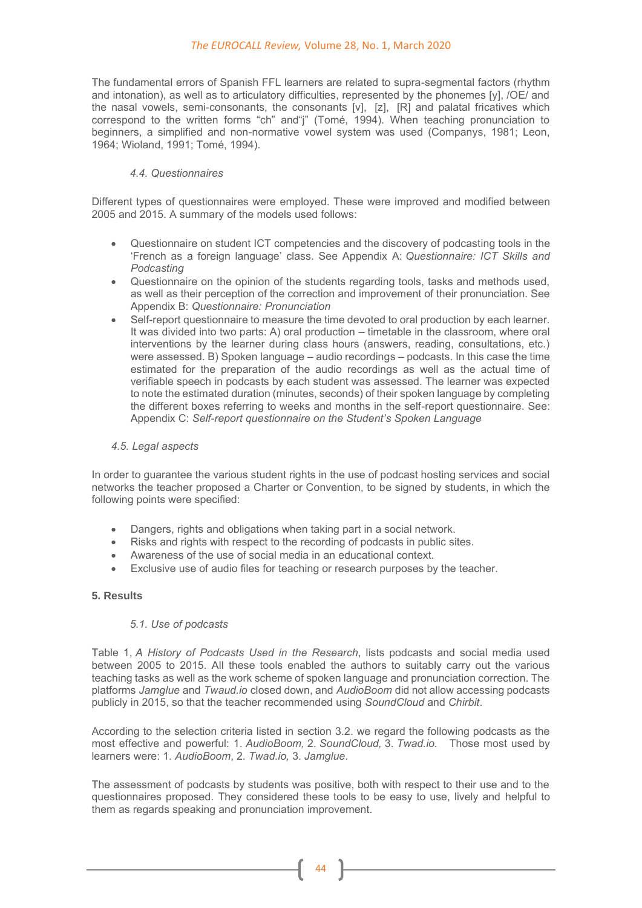The fundamental errors of Spanish FFL learners are related to supra-segmental factors (rhythm and intonation), as well as to articulatory difficulties, represented by the phonemes [y], /OE/ and the nasal vowels, semi-consonants, the consonants [v], [z], [R] and palatal fricatives which correspond to the written forms "ch" and"j" (Tomé, 1994). When teaching pronunciation to beginners, a simplified and non-normative vowel system was used (Companys, 1981; Leon, 1964; Wioland, 1991; Tomé, 1994).

### *4.4. Questionnaires*

Different types of questionnaires were employed. These were improved and modified between 2005 and 2015. A summary of the models used follows:

- Questionnaire on student ICT competencies and the discovery of podcasting tools in the 'French as a foreign language' class. See Appendix A: *Questionnaire: ICT Skills and Podcasting*
- Questionnaire on the opinion of the students regarding tools, tasks and methods used, as well as their perception of the correction and improvement of their pronunciation. See Appendix B: *Questionnaire: Pronunciation*
- Self-report questionnaire to measure the time devoted to oral production by each learner. It was divided into two parts: A) oral production – timetable in the classroom, where oral interventions by the learner during class hours (answers, reading, consultations, etc.) were assessed. B) Spoken language – audio recordings – podcasts. In this case the time estimated for the preparation of the audio recordings as well as the actual time of verifiable speech in podcasts by each student was assessed. The learner was expected to note the estimated duration (minutes, seconds) of their spoken language by completing the different boxes referring to weeks and months in the self-report questionnaire. See: Appendix C: *Self-report questionnaire on the Student's Spoken Language*

### *4.5. Legal aspects*

In order to guarantee the various student rights in the use of podcast hosting services and social networks the teacher proposed a Charter or Convention, to be signed by students, in which the following points were specified:

- Dangers, rights and obligations when taking part in a social network.
- Risks and rights with respect to the recording of podcasts in public sites.
- Awareness of the use of social media in an educational context.
- Exclusive use of audio files for teaching or research purposes by the teacher.

## 5. Results

### *5.1. Use of podcasts*

Table 1, *A History of Podcasts Used in the Research*, lists podcasts and social media used between 2005 to 2015. All these tools enabled the authors to suitably carry out the various teaching tasks as well as the work scheme of spoken language and pronunciation correction. The platforms *Jamglue* and *Twaud.io* closed down, and *AudioBoom* did not allow accessing podcasts publicly in 2015, so that the teacher recommended using *SoundCloud* and *Chirbit*.

According to the selection criteria listed in section 3.2. we regard the following podcasts as the most effective and powerful: 1. *AudioBoom,* 2. *SoundCloud,* 3. *Twad.io.* Those most used by learners were: 1. *AudioBoom*, 2. *Twad.io,* 3. *Jamglue*.

The assessment of podcasts by students was positive, both with respect to their use and to the questionnaires proposed. They considered these tools to be easy to use, lively and helpful to them as regards speaking and pronunciation improvement.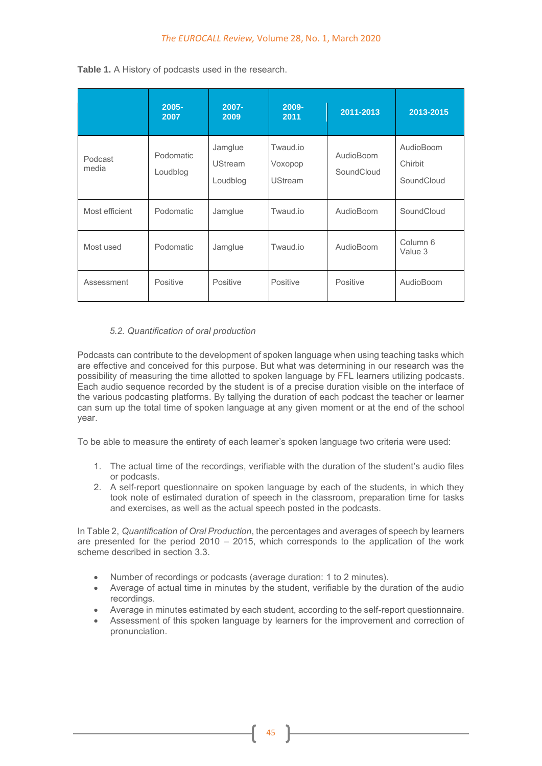**Table 1.** A History of podcasts used in the research.

| | 2005-2007 | 2007-2009 | 2009-2011 | 2011-2013 | 2013-2015 |
|---|---|---|---|---|---|
| Podcast media | Podomatic Loudblog | Jamglue UStream Loudblog | Twaud.io Voxopop UStream | AudioBoom SoundCloud | AudioBoom Chirbit SoundCloud |
| Most efficient | Podomatic | Jamglue | Twaud.io | AudioBoom | SoundCloud |
| Most used | Podomatic | Jamglue | Twaud.io | AudioBoom | Column 6 Value 3 |
| Assessment | Positive | Positive | Positive | Positive | AudioBoom |

### *5.2. Quantification of oral production*

Podcasts can contribute to the development of spoken language when using teaching tasks which are effective and conceived for this purpose. But what was determining in our research was the possibility of measuring the time allotted to spoken language by FFL learners utilizing podcasts. Each audio sequence recorded by the student is of a precise duration visible on the interface of the various podcasting platforms. By tallying the duration of each podcast the teacher or learner can sum up the total time of spoken language at any given moment or at the end of the school year.

To be able to measure the entirety of each learner's spoken language two criteria were used:

1. The actual time of the recordings, verifiable with the duration of the student's audio files or podcasts.
2. A self-report questionnaire on spoken language by each of the students, in which they took note of estimated duration of speech in the classroom, preparation time for tasks and exercises, as well as the actual speech posted in the podcasts.

In Table 2, *Quantification of Oral Production*, the percentages and averages of speech by learners are presented for the period 2010 – 2015, which corresponds to the application of the work scheme described in section 3.3.

- Number of recordings or podcasts (average duration: 1 to 2 minutes).
- Average of actual time in minutes by the student, verifiable by the duration of the audio recordings.
- Average in minutes estimated by each student, according to the self-report questionnaire.
- Assessment of this spoken language by learners for the improvement and correction of pronunciation.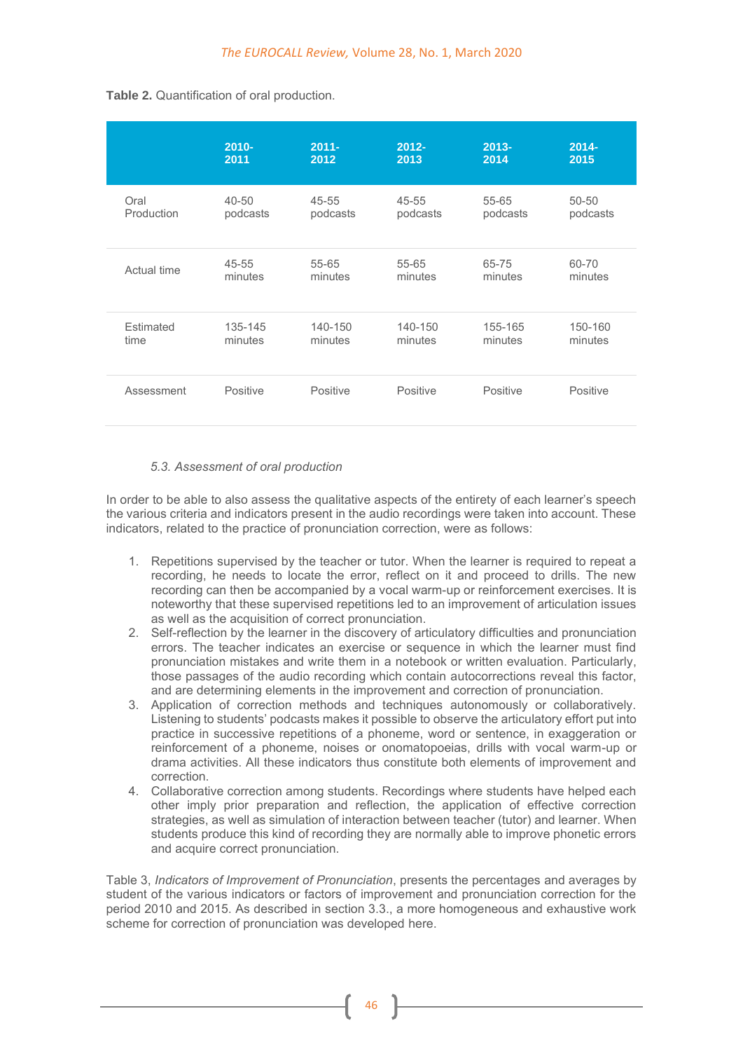**Table 2.** Quantification of oral production.

| | 2010-2011 | 2011-2012 | 2012-2013 | 2013-2014 | 2014-2015 |
|---|---|---|---|---|---|
| Oral Production | 40-50 podcasts | 45-55 podcasts | 45-55 podcasts | 55-65 podcasts | 50-50 podcasts |
| Actual time | 45-55 minutes | 55-65 minutes | 55-65 minutes | 65-75 minutes | 60-70 minutes |
| Estimated time | 135-145 minutes | 140-150 minutes | 140-150 minutes | 155-165 minutes | 150-160 minutes |
| Assessment | Positive | Positive | Positive | Positive | Positive |

### *5.3. Assessment of oral production*

In order to be able to also assess the qualitative aspects of the entirety of each learner's speech the various criteria and indicators present in the audio recordings were taken into account. These indicators, related to the practice of pronunciation correction, were as follows:

1. Repetitions supervised by the teacher or tutor. When the learner is required to repeat a recording, he needs to locate the error, reflect on it and proceed to drills. The new recording can then be accompanied by a vocal warm-up or reinforcement exercises. It is noteworthy that these supervised repetitions led to an improvement of articulation issues as well as the acquisition of correct pronunciation.
2. Self-reflection by the learner in the discovery of articulatory difficulties and pronunciation errors. The teacher indicates an exercise or sequence in which the learner must find pronunciation mistakes and write them in a notebook or written evaluation. Particularly, those passages of the audio recording which contain autocorrections reveal this factor, and are determining elements in the improvement and correction of pronunciation.
3. Application of correction methods and techniques autonomously or collaboratively. Listening to students' podcasts makes it possible to observe the articulatory effort put into practice in successive repetitions of a phoneme, word or sentence, in exaggeration or reinforcement of a phoneme, noises or onomatopoeias, drills with vocal warm-up or drama activities. All these indicators thus constitute both elements of improvement and correction.
4. Collaborative correction among students. Recordings where students have helped each other imply prior preparation and reflection, the application of effective correction strategies, as well as simulation of interaction between teacher (tutor) and learner. When students produce this kind of recording they are normally able to improve phonetic errors and acquire correct pronunciation.

Table 3, *Indicators of Improvement of Pronunciation*, presents the percentages and averages by student of the various indicators or factors of improvement and pronunciation correction for the period 2010 and 2015. As described in section 3.3., a more homogeneous and exhaustive work scheme for correction of pronunciation was developed here.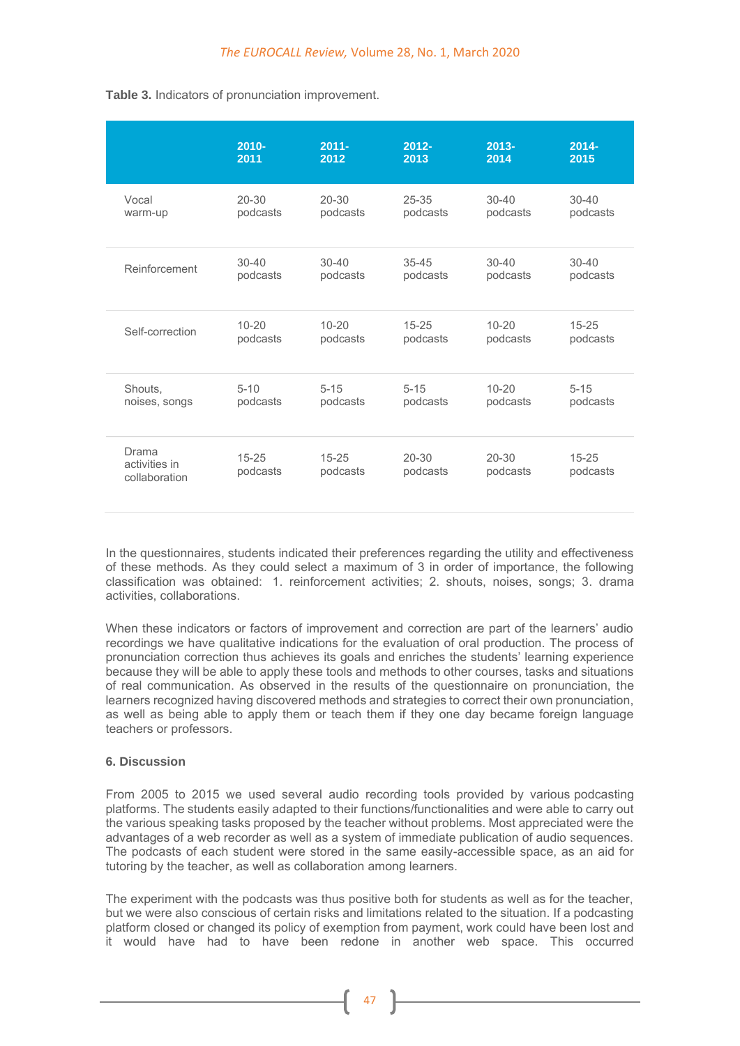**Table 3.** Indicators of pronunciation improvement.

| | 2010-2011 | 2011-2012 | 2012-2013 | 2013-2014 | 2014-2015 |
|---|---|---|---|---|---|
| Vocal warm-up | 20-30 podcasts | 20-30 podcasts | 25-35 podcasts | 30-40 podcasts | 30-40 podcasts |
| Reinforcement | 30-40 podcasts | 30-40 podcasts | 35-45 podcasts | 30-40 podcasts | 30-40 podcasts |
| Self-correction | 10-20 podcasts | 10-20 podcasts | 15-25 podcasts | 10-20 podcasts | 15-25 podcasts |
| Shouts, noises, songs | 5-10 podcasts | 5-15 podcasts | 5-15 podcasts | 10-20 podcasts | 5-15 podcasts |
| Drama activities in collaboration | 15-25 podcasts | 15-25 podcasts | 20-30 podcasts | 20-30 podcasts | 15-25 podcasts |

In the questionnaires, students indicated their preferences regarding the utility and effectiveness of these methods. As they could select a maximum of 3 in order of importance, the following classification was obtained: 1. reinforcement activities; 2. shouts, noises, songs; 3. drama activities, collaborations.

When these indicators or factors of improvement and correction are part of the learners' audio recordings we have qualitative indications for the evaluation of oral production. The process of pronunciation correction thus achieves its goals and enriches the students' learning experience because they will be able to apply these tools and methods to other courses, tasks and situations of real communication. As observed in the results of the questionnaire on pronunciation, the learners recognized having discovered methods and strategies to correct their own pronunciation, as well as being able to apply them or teach them if they one day became foreign language teachers or professors.

## 6. Discussion

From 2005 to 2015 we used several audio recording tools provided by various podcasting platforms. The students easily adapted to their functions/functionalities and were able to carry out the various speaking tasks proposed by the teacher without problems. Most appreciated were the advantages of a web recorder as well as a system of immediate publication of audio sequences. The podcasts of each student were stored in the same easily-accessible space, as an aid for tutoring by the teacher, as well as collaboration among learners.

The experiment with the podcasts was thus positive both for students as well as for the teacher, but we were also conscious of certain risks and limitations related to the situation. If a podcasting platform closed or changed its policy of exemption from payment, work could have been lost and it would have had to have been redone in another web space. This occurred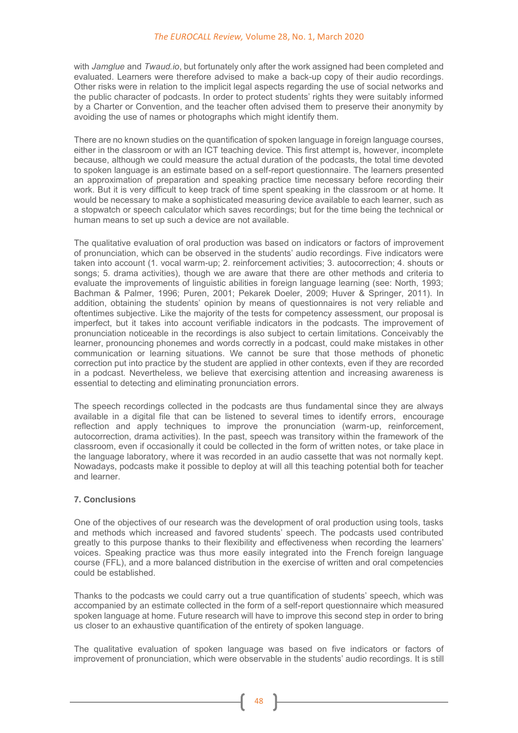with *Jamglue* and *Twaud.io*, but fortunately only after the work assigned had been completed and evaluated. Learners were therefore advised to make a back-up copy of their audio recordings. Other risks were in relation to the implicit legal aspects regarding the use of social networks and the public character of podcasts. In order to protect students' rights they were suitably informed by a Charter or Convention, and the teacher often advised them to preserve their anonymity by avoiding the use of names or photographs which might identify them.

There are no known studies on the quantification of spoken language in foreign language courses, either in the classroom or with an ICT teaching device. This first attempt is, however, incomplete because, although we could measure the actual duration of the podcasts, the total time devoted to spoken language is an estimate based on a self-report questionnaire. The learners presented an approximation of preparation and speaking practice time necessary before recording their work. But it is very difficult to keep track of time spent speaking in the classroom or at home. It would be necessary to make a sophisticated measuring device available to each learner, such as a stopwatch or speech calculator which saves recordings; but for the time being the technical or human means to set up such a device are not available.

The qualitative evaluation of oral production was based on indicators or factors of improvement of pronunciation, which can be observed in the students' audio recordings. Five indicators were taken into account (1. vocal warm-up; 2. reinforcement activities; 3. autocorrection; 4. shouts or songs; 5. drama activities), though we are aware that there are other methods and criteria to evaluate the improvements of linguistic abilities in foreign language learning (see: North, 1993; Bachman & Palmer, 1996; Puren, 2001; Pekarek Doeler, 2009; Huver & Springer, 2011). In addition, obtaining the students' opinion by means of questionnaires is not very reliable and oftentimes subjective. Like the majority of the tests for competency assessment, our proposal is imperfect, but it takes into account verifiable indicators in the podcasts. The improvement of pronunciation noticeable in the recordings is also subject to certain limitations. Conceivably the learner, pronouncing phonemes and words correctly in a podcast, could make mistakes in other communication or learning situations. We cannot be sure that those methods of phonetic correction put into practice by the student are applied in other contexts, even if they are recorded in a podcast. Nevertheless, we believe that exercising attention and increasing awareness is essential to detecting and eliminating pronunciation errors.

The speech recordings collected in the podcasts are thus fundamental since they are always available in a digital file that can be listened to several times to identify errors, encourage reflection and apply techniques to improve the pronunciation (warm-up, reinforcement, autocorrection, drama activities). In the past, speech was transitory within the framework of the classroom, even if occasionally it could be collected in the form of written notes, or take place in the language laboratory, where it was recorded in an audio cassette that was not normally kept. Nowadays, podcasts make it possible to deploy at will all this teaching potential both for teacher and learner.

### 7. Conclusions

One of the objectives of our research was the development of oral production using tools, tasks and methods which increased and favored students' speech. The podcasts used contributed greatly to this purpose thanks to their flexibility and effectiveness when recording the learners' voices. Speaking practice was thus more easily integrated into the French foreign language course (FFL), and a more balanced distribution in the exercise of written and oral competencies could be established.

Thanks to the podcasts we could carry out a true quantification of students' speech, which was accompanied by an estimate collected in the form of a self-report questionnaire which measured spoken language at home. Future research will have to improve this second step in order to bring us closer to an exhaustive quantification of the entirety of spoken language.

The qualitative evaluation of spoken language was based on five indicators or factors of improvement of pronunciation, which were observable in the students' audio recordings. It is still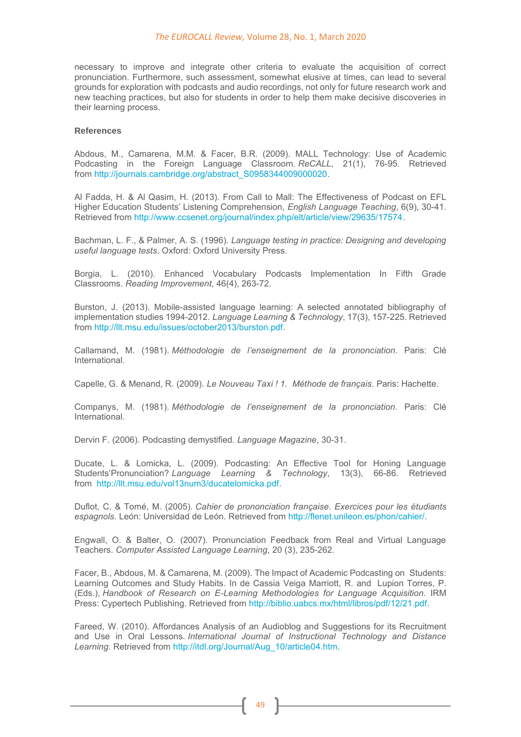necessary to improve and integrate other criteria to evaluate the acquisition of correct pronunciation. Furthermore, such assessment, somewhat elusive at times, can lead to several grounds for exploration with podcasts and audio recordings, not only for future research work and new teaching practices, but also for students in order to help them make decisive discoveries in their learning process.

### References

Abdous, M., Camarena, M.M. & Facer, B.R. (2009). MALL Technology: Use of Academic Podcasting in the Foreign Language Classroom. *ReCALL*, 21(1), 76-95. Retrieved from http://journals.cambridge.org/abstract_S0958344009000020.

Al Fadda, H. & Al Qasim, H. (2013). From Call to Mall: The Effectiveness of Podcast on EFL Higher Education Students' Listening Comprehension, *English Language Teaching*, 6(9), 30-41. Retrieved from http://www.ccsenet.org/journal/index.php/elt/article/view/29635/17574.

Bachman, L. F., & Palmer, A. S. (1996). *Language testing in practice: Designing and developing useful language tests*. Oxford: Oxford University Press.

Borgia, L. (2010). Enhanced Vocabulary Podcasts Implementation In Fifth Grade Classrooms. *Reading Improvement*, 46(4), 263-72.

Burston, J. (2013). Mobile-assisted language learning: A selected annotated bibliography of implementation studies 1994-2012. *Language Learning & Technology*, 17(3), 157-225. Retrieved from http://llt.msu.edu/issues/october2013/burston.pdf.

Callamand, M. (1981). *Méthodologie de l'enseignement de la prononciation*. Paris: Clé International.

Capelle, G. & Menand, R. (2009). *Le Nouveau Taxi ! 1. Méthode de français*. Paris: Hachette.

Companys, M. (1981). *Méthodologie de l'enseignement de la prononciation*. Paris: Clé International.

Dervin F. (2006). Podcasting demystified. *Language Magazine*, 30-31.

Ducate, L. & Lomicka, L. (2009). Podcasting: An Effective Tool for Honing Language Students'Pronunciation? *Language Learning & Technology*, 13(3), 66-86. Retrieved from http://llt.msu.edu/vol13num3/ducatelomicka.pdf.

Duflot, C. & Tomé, M. (2005). *Cahier de prononciation française. Exercices pour les étudiants espagnols*. León: Universidad de León. Retrieved from http://flenet.unileon.es/phon/cahier/.

Engwall, O. & Balter, O. (2007). Pronunciation Feedback from Real and Virtual Language Teachers. *Computer Assisted Language Learning*, 20 (3), 235-262.

Facer, B., Abdous, M. & Camarena, M. (2009). The Impact of Academic Podcasting on Students: Learning Outcomes and Study Habits. In de Cassia Veiga Marriott, R. and Lupion Torres, P. (Eds.), *Handbook of Research on E-Learning Methodologies for Language Acquisition*. IRM Press: Cypertech Publishing. Retrieved from http://biblio.uabcs.mx/html/libros/pdf/12/21.pdf.

Fareed, W. (2010). Affordances Analysis of an Audioblog and Suggestions for its Recruitment and Use in Oral Lessons. *International Journal of Instructional Technology and Distance Learning*. Retrieved from http://itdl.org/Journal/Aug_10/article04.htm.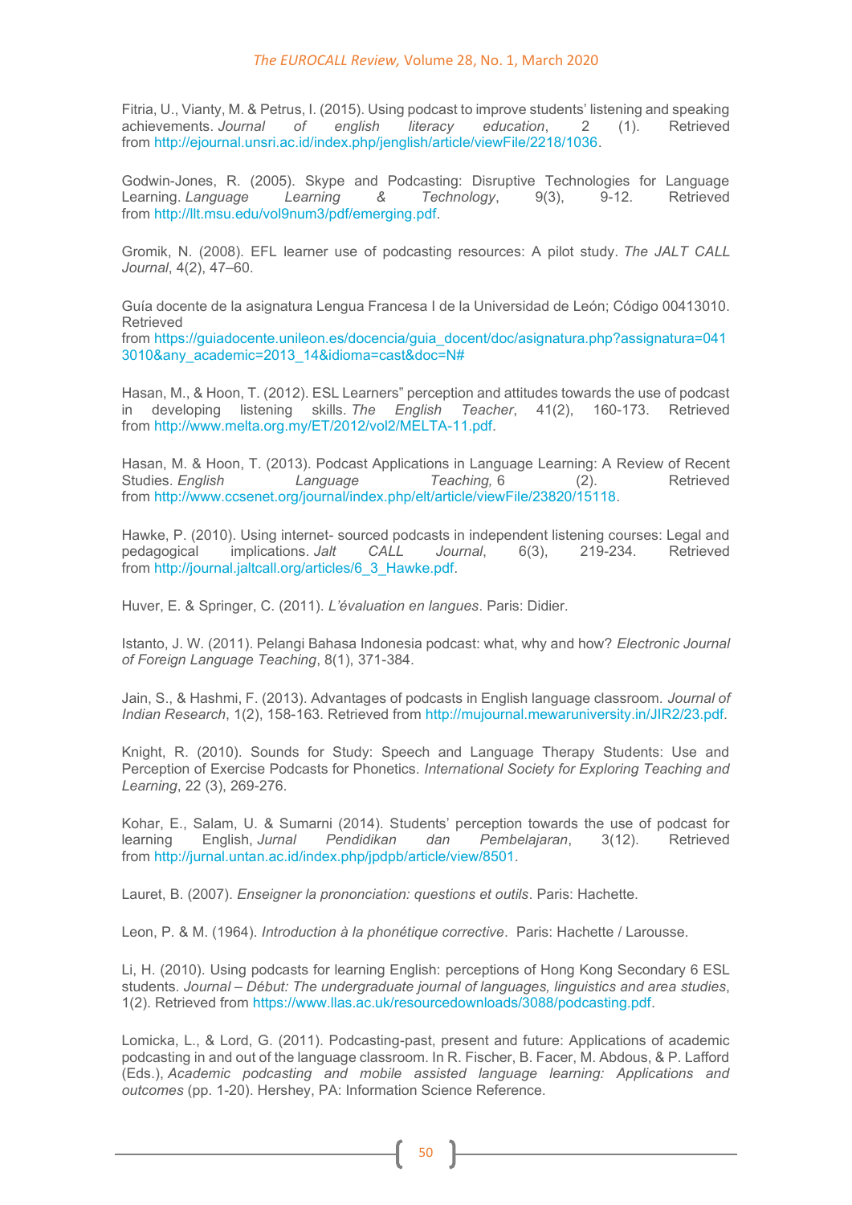Fitria, U., Vianty, M. & Petrus, I. (2015). Using podcast to improve students' listening and speaking achievements. *Journal of english literacy education*, 2 (1). Retrieved from http://ejournal.unsri.ac.id/index.php/jenglish/article/viewFile/2218/1036.

Godwin-Jones, R. (2005). Skype and Podcasting: Disruptive Technologies for Language Learning. *Language Learning & Technology*, 9(3), 9-12. Retrieved from http://llt.msu.edu/vol9num3/pdf/emerging.pdf.

Gromik, N. (2008). EFL learner use of podcasting resources: A pilot study. *The JALT CALL Journal*, 4(2), 47–60.

Guía docente de la asignatura Lengua Francesa I de la Universidad de León; Código 00413010. Retrieved from https://guiadocente.unileon.es/docencia/guia_docent/doc/asignatura.php?assignatura=0413010&any_academic=2013_14&idioma=cast&doc=N#

Hasan, M., & Hoon, T. (2012). ESL Learners" perception and attitudes towards the use of podcast in developing listening skills. *The English Teacher*, 41(2), 160-173. Retrieved from http://www.melta.org.my/ET/2012/vol2/MELTA-11.pdf.

Hasan, M. & Hoon, T. (2013). Podcast Applications in Language Learning: A Review of Recent Studies. *English Language Teaching,* 6 (2). Retrieved from http://www.ccsenet.org/journal/index.php/elt/article/viewFile/23820/15118.

Hawke, P. (2010). Using internet- sourced podcasts in independent listening courses: Legal and pedagogical implications. *Jalt CALL Journal*, 6(3), 219-234. Retrieved from http://journal.jaltcall.org/articles/6_3_Hawke.pdf.

Huver, E. & Springer, C. (2011). *L'évaluation en langues*. Paris: Didier.

Istanto, J. W. (2011). Pelangi Bahasa Indonesia podcast: what, why and how? *Electronic Journal of Foreign Language Teaching*, 8(1), 371-384.

Jain, S., & Hashmi, F. (2013). Advantages of podcasts in English language classroom. *Journal of Indian Research*, 1(2), 158-163. Retrieved from http://mujournal.mewaruniversity.in/JIR2/23.pdf.

Knight, R. (2010). Sounds for Study: Speech and Language Therapy Students: Use and Perception of Exercise Podcasts for Phonetics. *International Society for Exploring Teaching and Learning*, 22 (3), 269-276.

Kohar, E., Salam, U. & Sumarni (2014). Students' perception towards the use of podcast for learning English, *Jurnal Pendidikan dan Pembelajaran*, 3(12). Retrieved from http://jurnal.untan.ac.id/index.php/jpdpb/article/view/8501.

Lauret, B. (2007). *Enseigner la prononciation: questions et outils*. Paris: Hachette.

Leon, P. & M. (1964). *Introduction à la phonétique corrective*. Paris: Hachette / Larousse.

Li, H. (2010). Using podcasts for learning English: perceptions of Hong Kong Secondary 6 ESL students. *Journal – Début: The undergraduate journal of languages, linguistics and area studies*, 1(2). Retrieved from https://www.llas.ac.uk/resourcedownloads/3088/podcasting.pdf.

Lomicka, L., & Lord, G. (2011). Podcasting-past, present and future: Applications of academic podcasting in and out of the language classroom. In R. Fischer, B. Facer, M. Abdous, & P. Lafford (Eds.), *Academic podcasting and mobile assisted language learning: Applications and outcomes* (pp. 1-20). Hershey, PA: Information Science Reference.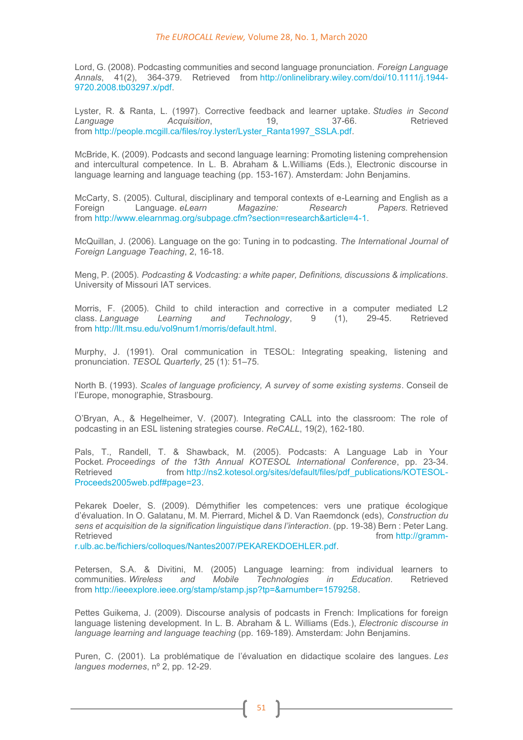Lord, G. (2008). Podcasting communities and second language pronunciation. *Foreign Language Annals*, 41(2), 364-379. Retrieved from http://onlinelibrary.wiley.com/doi/10.1111/j.1944-9720.2008.tb03297.x/pdf.

Lyster, R. & Ranta, L. (1997). Corrective feedback and learner uptake. *Studies in Second Language Acquisition*, 19, 37-66. Retrieved from http://people.mcgill.ca/files/roy.lyster/Lyster_Ranta1997_SSLA.pdf.

McBride, K. (2009). Podcasts and second language learning: Promoting listening comprehension and intercultural competence. In L. B. Abraham & L.Williams (Eds.), Electronic discourse in language learning and language teaching (pp. 153-167). Amsterdam: John Benjamins.

McCarty, S. (2005). Cultural, disciplinary and temporal contexts of e-Learning and English as a Foreign Language. *eLearn Magazine: Research Papers.* Retrieved from http://www.elearnmag.org/subpage.cfm?section=research&article=4-1.

McQuillan, J. (2006). Language on the go: Tuning in to podcasting. *The International Journal of Foreign Language Teaching*, 2, 16-18.

Meng, P. (2005). *Podcasting & Vodcasting: a white paper, Definitions, discussions & implications*. University of Missouri IAT services.

Morris, F. (2005). Child to child interaction and corrective in a computer mediated L2 class. *Language Learning and Technology*, 9 (1), 29-45. Retrieved from http://llt.msu.edu/vol9num1/morris/default.html.

Murphy, J. (1991). Oral communication in TESOL: Integrating speaking, listening and pronunciation. *TESOL Quarterly*, 25 (1): 51–75.

North B. (1993). *Scales of language proficiency, A survey of some existing systems*. Conseil de l'Europe, monographie, Strasbourg.

O'Bryan, A., & Hegelheimer, V. (2007). Integrating CALL into the classroom: The role of podcasting in an ESL listening strategies course. *ReCALL*, 19(2), 162-180.

Pals, T., Randell, T. & Shawback, M. (2005). Podcasts: A Language Lab in Your Pocket. *Proceedings of the 13th Annual KOTESOL International Conference*, pp. 23-34. Retrieved from http://ns2.kotesol.org/sites/default/files/pdf_publications/KOTESOL-Proceeds2005web.pdf#page=23.

Pekarek Doeler, S. (2009). Démythifier les competences: vers une pratique écologique d'évaluation. In O. Galatanu, M. M. Pierrard, Michel & D. Van Raemdonck (eds), *Construction du sens et acquisition de la signification linguistique dans l'interaction*. (pp. 19-38) Bern : Peter Lang. Retrieved from http://gramm-r.ulb.ac.be/fichiers/colloques/Nantes2007/PEKAREKDOEHLER.pdf.

Petersen, S.A. & Divitini, M. (2005) Language learning: from individual learners to communities. *Wireless and Mobile Technologies in Education*. Retrieved from http://ieeexplore.ieee.org/stamp/stamp.jsp?tp=&arnumber=1579258.

Pettes Guikema, J. (2009). Discourse analysis of podcasts in French: Implications for foreign language listening development. In L. B. Abraham & L. Williams (Eds.), *Electronic discourse in language learning and language teaching* (pp. 169-189). Amsterdam: John Benjamins.

Puren, C. (2001). La problématique de l'évaluation en didactique scolaire des langues. *Les langues modernes*, nº 2, pp. 12-29.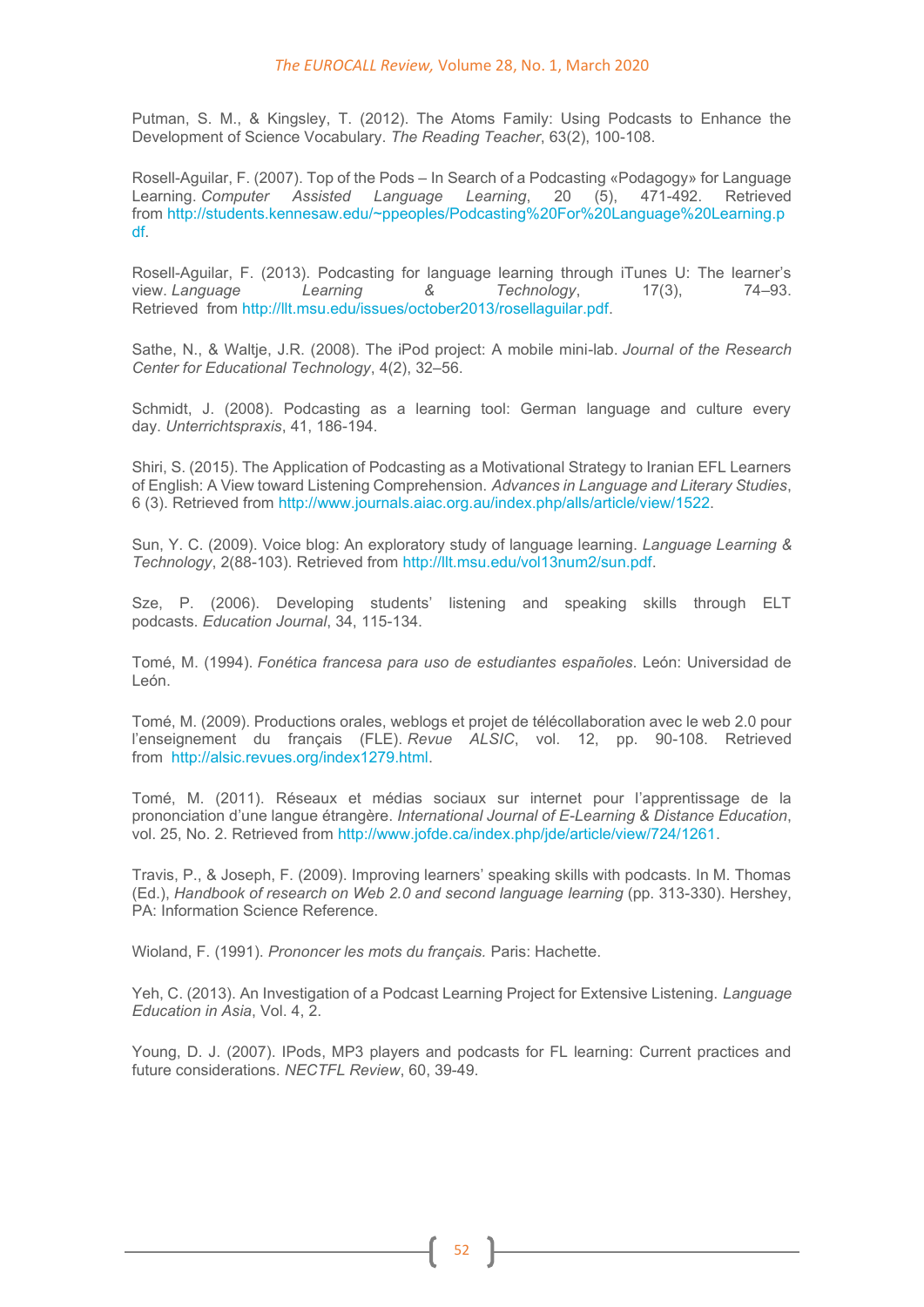Putman, S. M., & Kingsley, T. (2012). The Atoms Family: Using Podcasts to Enhance the Development of Science Vocabulary. *The Reading Teacher*, 63(2), 100-108.

Rosell-Aguilar, F. (2007). Top of the Pods – In Search of a Podcasting «Podagogy» for Language Learning. *Computer Assisted Language Learning*, 20 (5), 471-492. Retrieved from http://students.kennesaw.edu/~ppeoples/Podcasting%20For%20Language%20Learning.pdf.

Rosell-Aguilar, F. (2013). Podcasting for language learning through iTunes U: The learner's view. *Language Learning & Technology*, 17(3), 74–93. Retrieved from http://llt.msu.edu/issues/october2013/rosellaguilar.pdf.

Sathe, N., & Waltje, J.R. (2008). The iPod project: A mobile mini-lab. *Journal of the Research Center for Educational Technology*, 4(2), 32–56.

Schmidt, J. (2008). Podcasting as a learning tool: German language and culture every day. *Unterrichtspraxis*, 41, 186-194.

Shiri, S. (2015). The Application of Podcasting as a Motivational Strategy to Iranian EFL Learners of English: A View toward Listening Comprehension. *Advances in Language and Literary Studies*, 6 (3). Retrieved from http://www.journals.aiac.org.au/index.php/alls/article/view/1522.

Sun, Y. C. (2009). Voice blog: An exploratory study of language learning. *Language Learning & Technology*, 2(88-103). Retrieved from http://llt.msu.edu/vol13num2/sun.pdf.

Sze, P. (2006). Developing students' listening and speaking skills through ELT podcasts. *Education Journal*, 34, 115-134.

Tomé, M. (1994). *Fonética francesa para uso de estudiantes españoles*. León: Universidad de León.

Tomé, M. (2009). Productions orales, weblogs et projet de télécollaboration avec le web 2.0 pour l'enseignement du français (FLE). *Revue ALSIC*, vol. 12, pp. 90-108. Retrieved from http://alsic.revues.org/index1279.html.

Tomé, M. (2011). Réseaux et médias sociaux sur internet pour l'apprentissage de la prononciation d'une langue étrangère. *International Journal of E-Learning & Distance Education*, vol. 25, No. 2. Retrieved from http://www.jofde.ca/index.php/jde/article/view/724/1261.

Travis, P., & Joseph, F. (2009). Improving learners' speaking skills with podcasts. In M. Thomas (Ed.), *Handbook of research on Web 2.0 and second language learning* (pp. 313-330). Hershey, PA: Information Science Reference.

Wioland, F. (1991). *Prononcer les mots du français.* Paris: Hachette.

Yeh, C. (2013). An Investigation of a Podcast Learning Project for Extensive Listening. *Language Education in Asia*, Vol. 4, 2.

Young, D. J. (2007). IPods, MP3 players and podcasts for FL learning: Current practices and future considerations. *NECTFL Review*, 60, 39-49.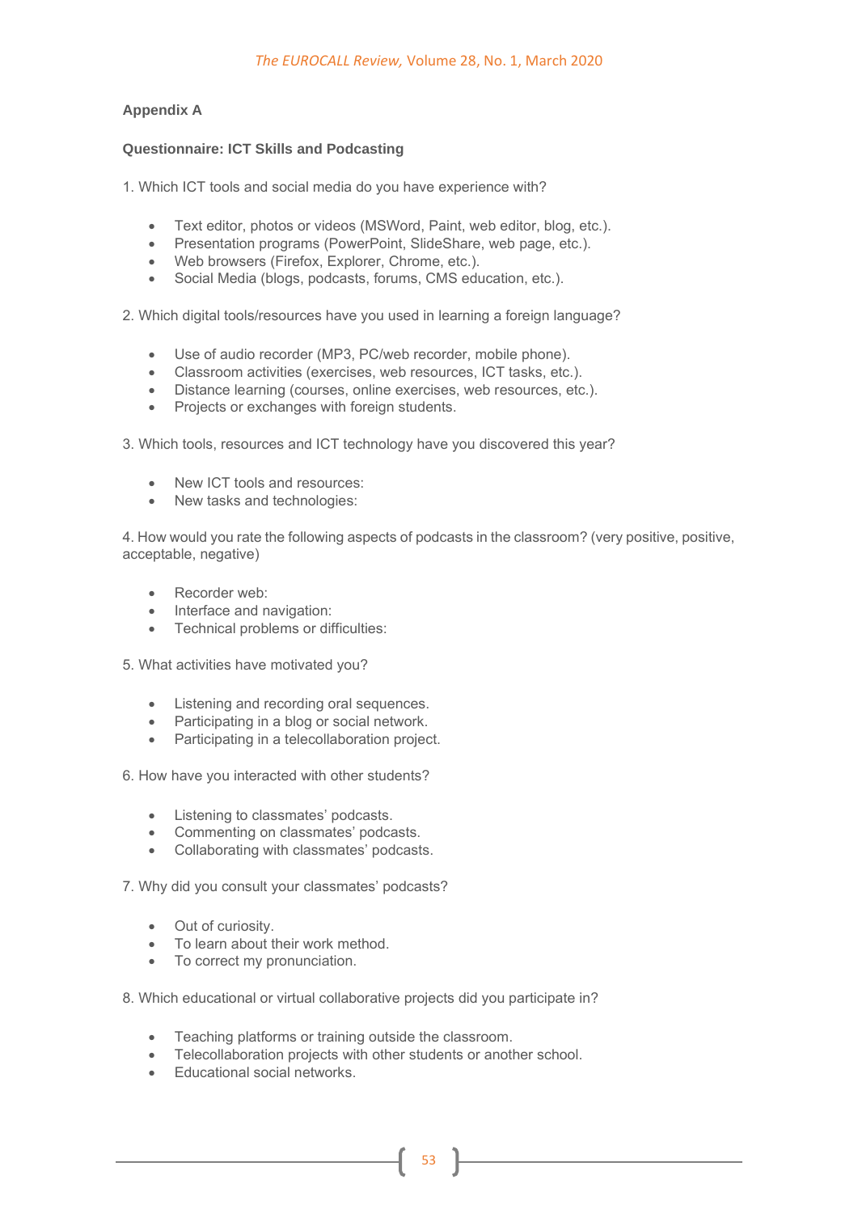## Appendix A

### Questionnaire: ICT Skills and Podcasting

1. Which ICT tools and social media do you have experience with?

- Text editor, photos or videos (MSWord, Paint, web editor, blog, etc.).
- Presentation programs (PowerPoint, SlideShare, web page, etc.).
- Web browsers (Firefox, Explorer, Chrome, etc.).
- Social Media (blogs, podcasts, forums, CMS education, etc.).

2. Which digital tools/resources have you used in learning a foreign language?

- Use of audio recorder (MP3, PC/web recorder, mobile phone).
- Classroom activities (exercises, web resources, ICT tasks, etc.).
- Distance learning (courses, online exercises, web resources, etc.).
- Projects or exchanges with foreign students.

3. Which tools, resources and ICT technology have you discovered this year?

- New ICT tools and resources:
- New tasks and technologies:

4. How would you rate the following aspects of podcasts in the classroom? (very positive, positive, acceptable, negative)

- Recorder web:
- Interface and navigation:
- Technical problems or difficulties:

5. What activities have motivated you?

- Listening and recording oral sequences.
- Participating in a blog or social network.
- Participating in a telecollaboration project.

6. How have you interacted with other students?

- Listening to classmates' podcasts.
- Commenting on classmates' podcasts.
- Collaborating with classmates' podcasts.

7. Why did you consult your classmates' podcasts?

- Out of curiosity.
- To learn about their work method.
- To correct my pronunciation.

8. Which educational or virtual collaborative projects did you participate in?

- Teaching platforms or training outside the classroom.
- Telecollaboration projects with other students or another school.
- Educational social networks.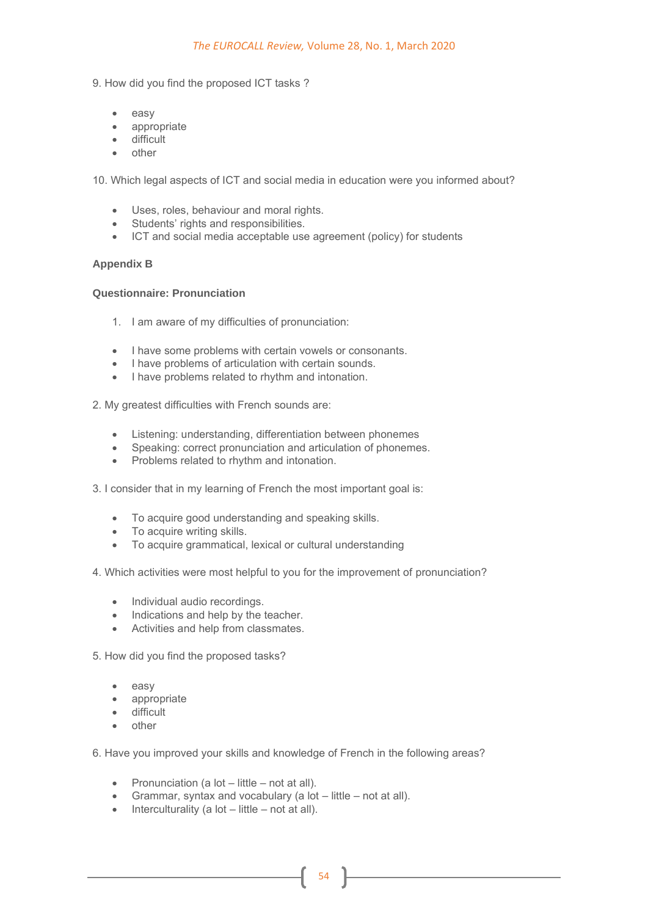9. How did you find the proposed ICT tasks ?

- easy
- appropriate
- difficult
- other

10. Which legal aspects of ICT and social media in education were you informed about?

- Uses, roles, behaviour and moral rights.
- Students' rights and responsibilities.
- ICT and social media acceptable use agreement (policy) for students

**Appendix B**

**Questionnaire: Pronunciation**

1. I am aware of my difficulties of pronunciation:

- I have some problems with certain vowels or consonants.
- I have problems of articulation with certain sounds.
- I have problems related to rhythm and intonation.

2. My greatest difficulties with French sounds are:

- Listening: understanding, differentiation between phonemes
- Speaking: correct pronunciation and articulation of phonemes.
- Problems related to rhythm and intonation.

3. I consider that in my learning of French the most important goal is:

- To acquire good understanding and speaking skills.
- To acquire writing skills.
- To acquire grammatical, lexical or cultural understanding

4. Which activities were most helpful to you for the improvement of pronunciation?

- Individual audio recordings.
- Indications and help by the teacher.
- Activities and help from classmates.

5. How did you find the proposed tasks?

- easy
- appropriate
- difficult
- other

6. Have you improved your skills and knowledge of French in the following areas?

- Pronunciation (a lot – little – not at all).
- Grammar, syntax and vocabulary (a lot – little – not at all).
- Interculturality (a lot – little – not at all).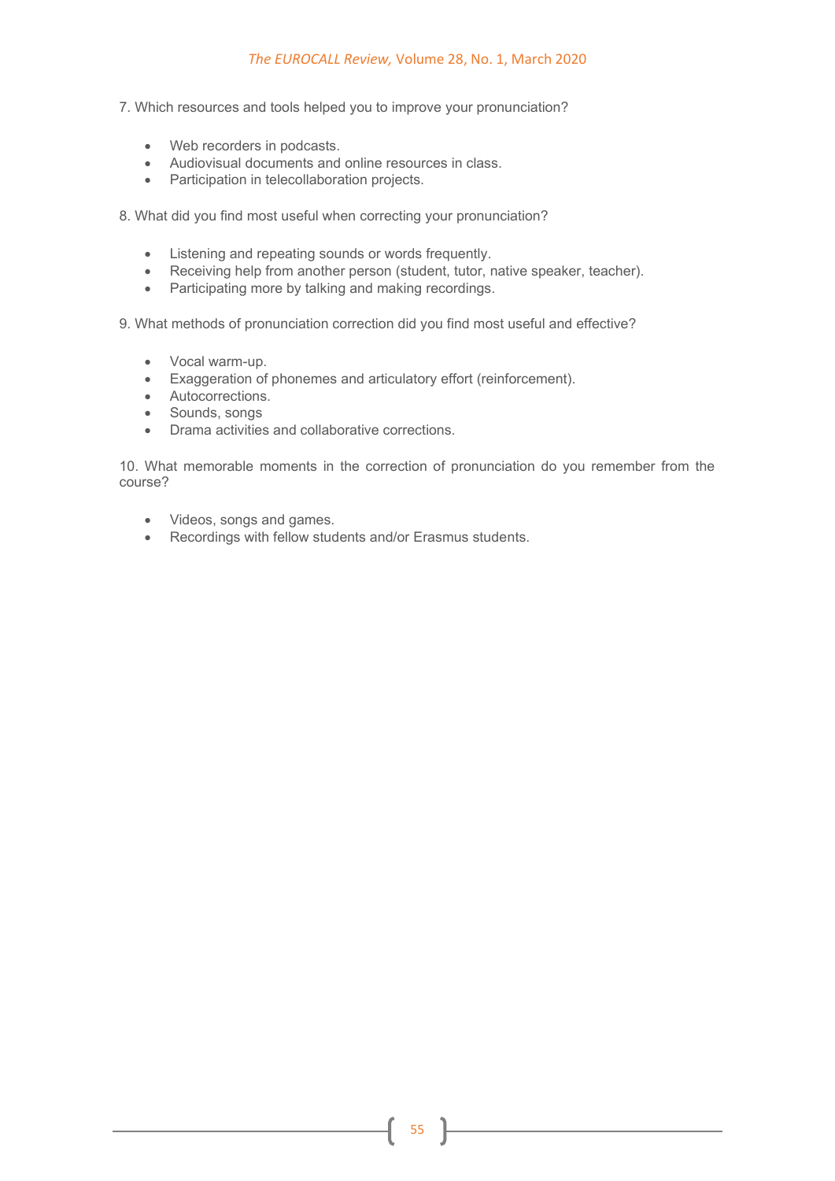7. Which resources and tools helped you to improve your pronunciation?

- Web recorders in podcasts.
- Audiovisual documents and online resources in class.
- Participation in telecollaboration projects.

8. What did you find most useful when correcting your pronunciation?

- Listening and repeating sounds or words frequently.
- Receiving help from another person (student, tutor, native speaker, teacher).
- Participating more by talking and making recordings.

9. What methods of pronunciation correction did you find most useful and effective?

- Vocal warm-up.
- Exaggeration of phonemes and articulatory effort (reinforcement).
- Autocorrections.
- Sounds, songs
- Drama activities and collaborative corrections.

10. What memorable moments in the correction of pronunciation do you remember from the course?

- Videos, songs and games.
- Recordings with fellow students and/or Erasmus students.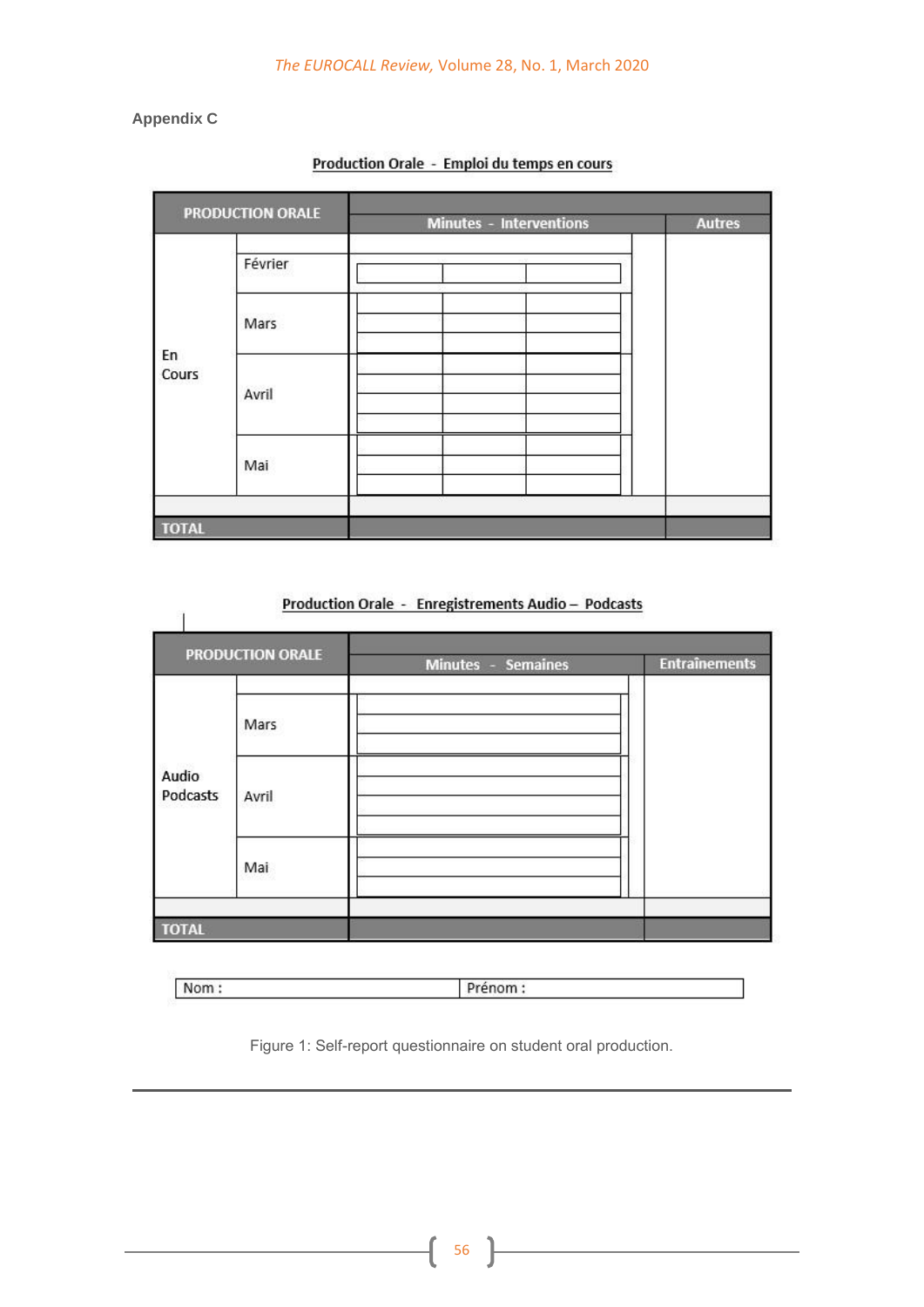## Appendix C

**Production Orale - Emploi du temps en cours**

| PRODUCTION ORALE | | Minutes - Interventions | | | | Autres |
|---|---|---|---|---|---|---|
| | | | | | | |
| En Cours | Février | | | | | |
| | Mars | | | | | |
| | | | | | | |
| | Avril | | | | | |
| | | | | | | |
| | | | | | | |
| | Mai | | | | | |
| | | | | | | |
| | | | | | | |
| TOTAL | | | | | | |

**Production Orale - Enregistrements Audio – Podcasts**

| PRODUCTION ORALE | | Minutes - Semaines | Entraînements |
|---|---|---|---|
| | | | |
| Audio Podcasts | Mars | | |
| | | | |
| | Avril | | |
| | | | |
| | | | |
| | Mai | | |
| | | | |
| | | | |
| TOTAL | | | |

| Nom : | Prénom : |
|---|---|

Figure 1: Self-report questionnaire on student oral production.